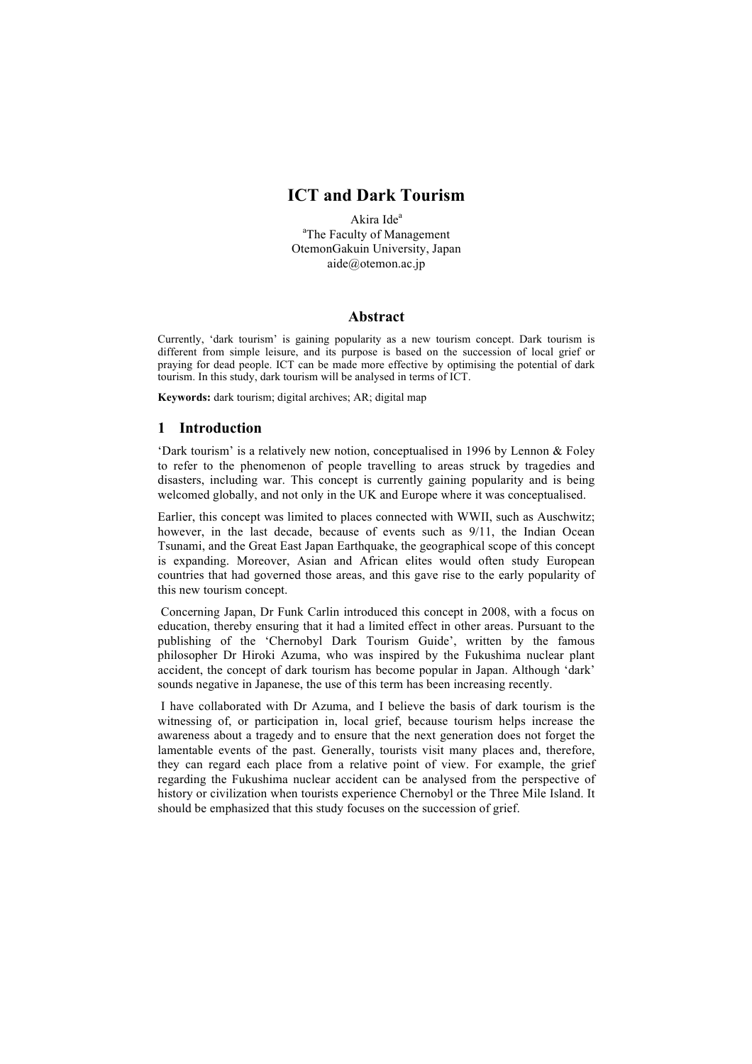# ICT and Dark Tourism

Akira Ide[a]

[a]The Faculty of Management
OtemonGakuin University, Japan
aide@otemon.ac.jp

## Abstract

Currently, 'dark tourism' is gaining popularity as a new tourism concept. Dark tourism is different from simple leisure, and its purpose is based on the succession of local grief or praying for dead people. ICT can be made more effective by optimising the potential of dark tourism. In this study, dark tourism will be analysed in terms of ICT.

**Keywords:** dark tourism; digital archives; AR; digital map

## 1 Introduction

'Dark tourism' is a relatively new notion, conceptualised in 1996 by Lennon & Foley to refer to the phenomenon of people travelling to areas struck by tragedies and disasters, including war. This concept is currently gaining popularity and is being welcomed globally, and not only in the UK and Europe where it was conceptualised.

Earlier, this concept was limited to places connected with WWII, such as Auschwitz; however, in the last decade, because of events such as 9/11, the Indian Ocean Tsunami, and the Great East Japan Earthquake, the geographical scope of this concept is expanding. Moreover, Asian and African elites would often study European countries that had governed those areas, and this gave rise to the early popularity of this new tourism concept.

Concerning Japan, Dr Funk Carlin introduced this concept in 2008, with a focus on education, thereby ensuring that it had a limited effect in other areas. Pursuant to the publishing of the 'Chernobyl Dark Tourism Guide', written by the famous philosopher Dr Hiroki Azuma, who was inspired by the Fukushima nuclear plant accident, the concept of dark tourism has become popular in Japan. Although 'dark' sounds negative in Japanese, the use of this term has been increasing recently.

I have collaborated with Dr Azuma, and I believe the basis of dark tourism is the witnessing of, or participation in, local grief, because tourism helps increase the awareness about a tragedy and to ensure that the next generation does not forget the lamentable events of the past. Generally, tourists visit many places and, therefore, they can regard each place from a relative point of view. For example, the grief regarding the Fukushima nuclear accident can be analysed from the perspective of history or civilization when tourists experience Chernobyl or the Three Mile Island. It should be emphasized that this study focuses on the succession of grief.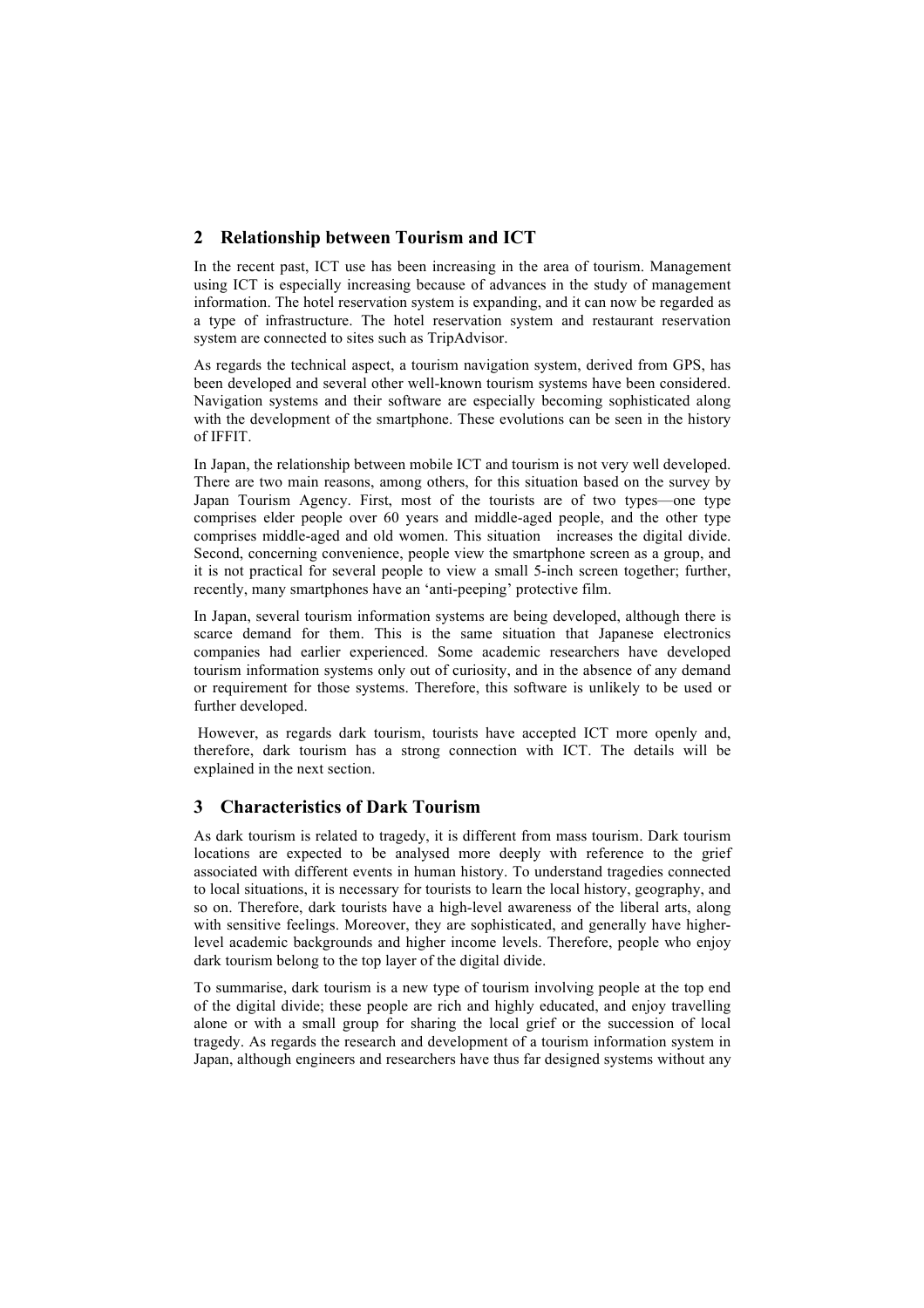## 2 Relationship between Tourism and ICT

In the recent past, ICT use has been increasing in the area of tourism. Management using ICT is especially increasing because of advances in the study of management information. The hotel reservation system is expanding, and it can now be regarded as a type of infrastructure. The hotel reservation system and restaurant reservation system are connected to sites such as TripAdvisor.

As regards the technical aspect, a tourism navigation system, derived from GPS, has been developed and several other well-known tourism systems have been considered. Navigation systems and their software are especially becoming sophisticated along with the development of the smartphone. These evolutions can be seen in the history of IFFIT.

In Japan, the relationship between mobile ICT and tourism is not very well developed. There are two main reasons, among others, for this situation based on the survey by Japan Tourism Agency. First, most of the tourists are of two types—one type comprises elder people over 60 years and middle-aged people, and the other type comprises middle-aged and old women. This situation increases the digital divide. Second, concerning convenience, people view the smartphone screen as a group, and it is not practical for several people to view a small 5-inch screen together; further, recently, many smartphones have an 'anti-peeping' protective film.

In Japan, several tourism information systems are being developed, although there is scarce demand for them. This is the same situation that Japanese electronics companies had earlier experienced. Some academic researchers have developed tourism information systems only out of curiosity, and in the absence of any demand or requirement for those systems. Therefore, this software is unlikely to be used or further developed.

However, as regards dark tourism, tourists have accepted ICT more openly and, therefore, dark tourism has a strong connection with ICT. The details will be explained in the next section.

## 3 Characteristics of Dark Tourism

As dark tourism is related to tragedy, it is different from mass tourism. Dark tourism locations are expected to be analysed more deeply with reference to the grief associated with different events in human history. To understand tragedies connected to local situations, it is necessary for tourists to learn the local history, geography, and so on. Therefore, dark tourists have a high-level awareness of the liberal arts, along with sensitive feelings. Moreover, they are sophisticated, and generally have higher-level academic backgrounds and higher income levels. Therefore, people who enjoy dark tourism belong to the top layer of the digital divide.

To summarise, dark tourism is a new type of tourism involving people at the top end of the digital divide; these people are rich and highly educated, and enjoy travelling alone or with a small group for sharing the local grief or the succession of local tragedy. As regards the research and development of a tourism information system in Japan, although engineers and researchers have thus far designed systems without any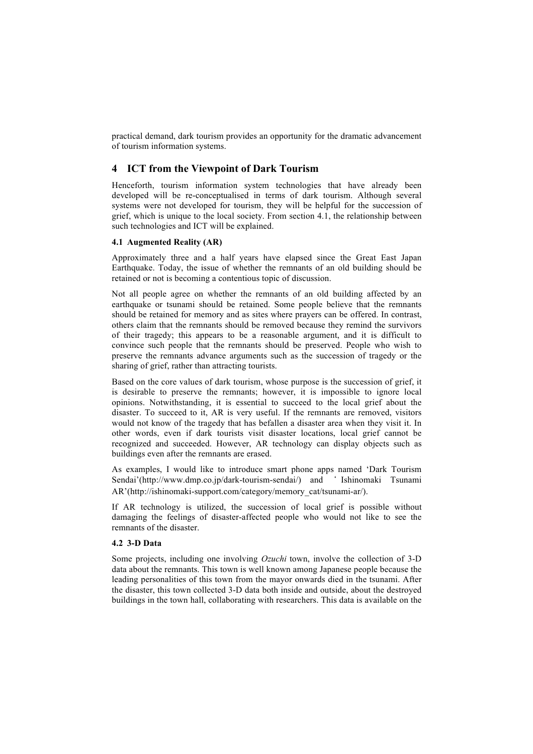practical demand, dark tourism provides an opportunity for the dramatic advancement of tourism information systems.

## 4 ICT from the Viewpoint of Dark Tourism

Henceforth, tourism information system technologies that have already been developed will be re-conceptualised in terms of dark tourism. Although several systems were not developed for tourism, they will be helpful for the succession of grief, which is unique to the local society. From section 4.1, the relationship between such technologies and ICT will be explained.

### 4.1 Augmented Reality (AR)

Approximately three and a half years have elapsed since the Great East Japan Earthquake. Today, the issue of whether the remnants of an old building should be retained or not is becoming a contentious topic of discussion.

Not all people agree on whether the remnants of an old building affected by an earthquake or tsunami should be retained. Some people believe that the remnants should be retained for memory and as sites where prayers can be offered. In contrast, others claim that the remnants should be removed because they remind the survivors of their tragedy; this appears to be a reasonable argument, and it is difficult to convince such people that the remnants should be preserved. People who wish to preserve the remnants advance arguments such as the succession of tragedy or the sharing of grief, rather than attracting tourists.

Based on the core values of dark tourism, whose purpose is the succession of grief, it is desirable to preserve the remnants; however, it is impossible to ignore local opinions. Notwithstanding, it is essential to succeed to the local grief about the disaster. To succeed to it, AR is very useful. If the remnants are removed, visitors would not know of the tragedy that has befallen a disaster area when they visit it. In other words, even if dark tourists visit disaster locations, local grief cannot be recognized and succeeded. However, AR technology can display objects such as buildings even after the remnants are erased.

As examples, I would like to introduce smart phone apps named 'Dark Tourism Sendai'(http://www.dmp.co.jp/dark-tourism-sendai/) and 'Ishinomaki Tsunami AR'(http://ishinomaki-support.com/category/memory_cat/tsunami-ar/).

If AR technology is utilized, the succession of local grief is possible without damaging the feelings of disaster-affected people who would not like to see the remnants of the disaster.

### 4.2 3-D Data

Some projects, including one involving *Ozuchi* town, involve the collection of 3-D data about the remnants. This town is well known among Japanese people because the leading personalities of this town from the mayor onwards died in the tsunami. After the disaster, this town collected 3-D data both inside and outside, about the destroyed buildings in the town hall, collaborating with researchers. This data is available on the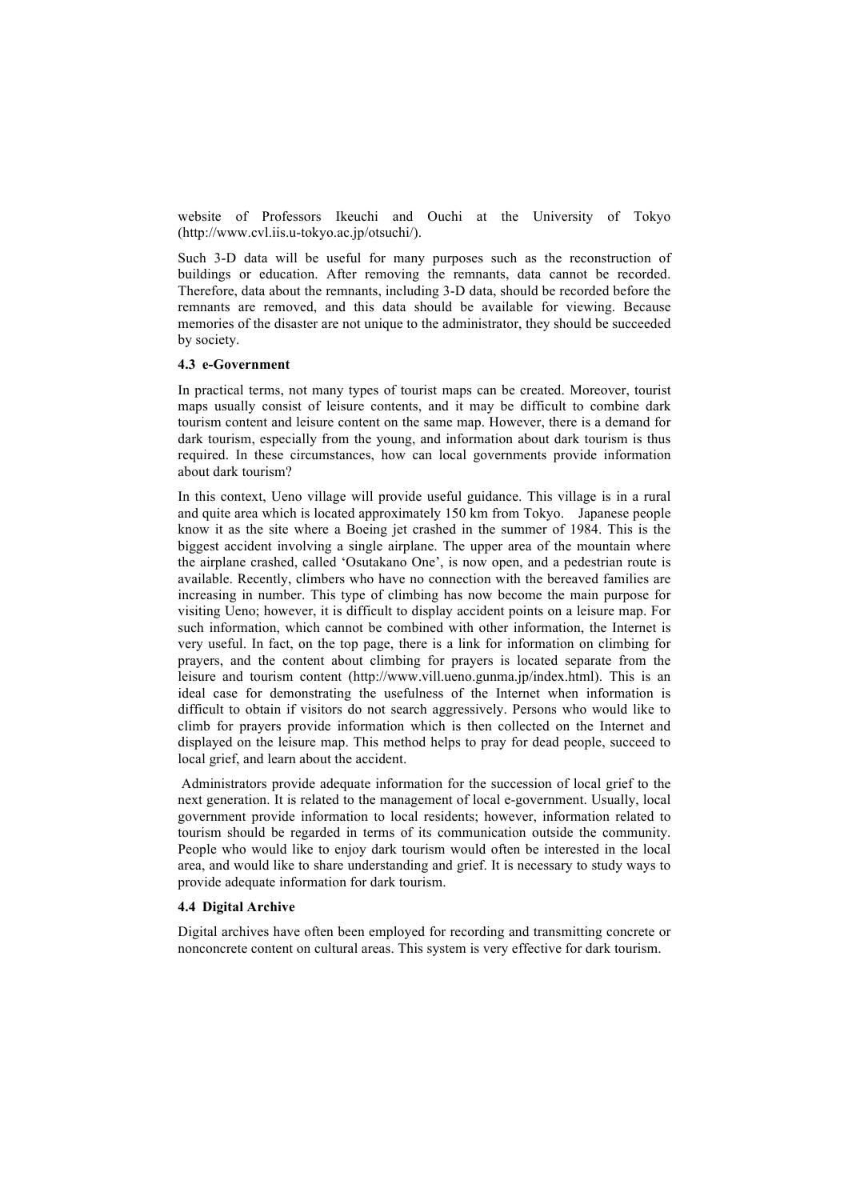website of Professors Ikeuchi and Ouchi at the University of Tokyo (http://www.cvl.iis.u-tokyo.ac.jp/otsuchi/).

Such 3-D data will be useful for many purposes such as the reconstruction of buildings or education. After removing the remnants, data cannot be recorded. Therefore, data about the remnants, including 3-D data, should be recorded before the remnants are removed, and this data should be available for viewing. Because memories of the disaster are not unique to the administrator, they should be succeeded by society.

### 4.3 e-Government

In practical terms, not many types of tourist maps can be created. Moreover, tourist maps usually consist of leisure contents, and it may be difficult to combine dark tourism content and leisure content on the same map. However, there is a demand for dark tourism, especially from the young, and information about dark tourism is thus required. In these circumstances, how can local governments provide information about dark tourism?

In this context, Ueno village will provide useful guidance. This village is in a rural and quite area which is located approximately 150 km from Tokyo. Japanese people know it as the site where a Boeing jet crashed in the summer of 1984. This is the biggest accident involving a single airplane. The upper area of the mountain where the airplane crashed, called 'Osutakano One', is now open, and a pedestrian route is available. Recently, climbers who have no connection with the bereaved families are increasing in number. This type of climbing has now become the main purpose for visiting Ueno; however, it is difficult to display accident points on a leisure map. For such information, which cannot be combined with other information, the Internet is very useful. In fact, on the top page, there is a link for information on climbing for prayers, and the content about climbing for prayers is located separate from the leisure and tourism content (http://www.vill.ueno.gunma.jp/index.html). This is an ideal case for demonstrating the usefulness of the Internet when information is difficult to obtain if visitors do not search aggressively. Persons who would like to climb for prayers provide information which is then collected on the Internet and displayed on the leisure map. This method helps to pray for dead people, succeed to local grief, and learn about the accident.

Administrators provide adequate information for the succession of local grief to the next generation. It is related to the management of local e-government. Usually, local government provide information to local residents; however, information related to tourism should be regarded in terms of its communication outside the community. People who would like to enjoy dark tourism would often be interested in the local area, and would like to share understanding and grief. It is necessary to study ways to provide adequate information for dark tourism.

### 4.4 Digital Archive

Digital archives have often been employed for recording and transmitting concrete or nonconcrete content on cultural areas. This system is very effective for dark tourism.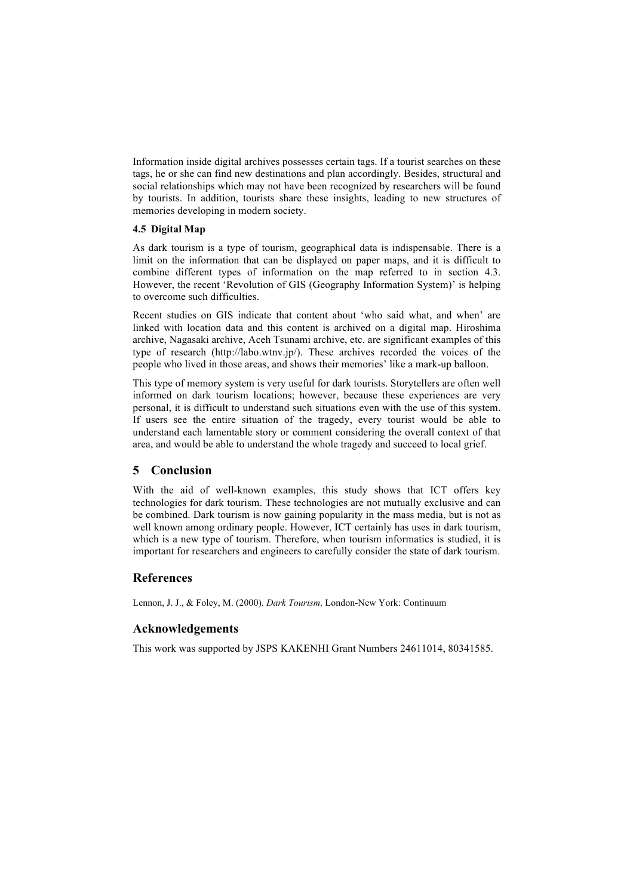Information inside digital archives possesses certain tags. If a tourist searches on these tags, he or she can find new destinations and plan accordingly. Besides, structural and social relationships which may not have been recognized by researchers will be found by tourists. In addition, tourists share these insights, leading to new structures of memories developing in modern society.

### 4.5 Digital Map

As dark tourism is a type of tourism, geographical data is indispensable. There is a limit on the information that can be displayed on paper maps, and it is difficult to combine different types of information on the map referred to in section 4.3. However, the recent 'Revolution of GIS (Geography Information System)' is helping to overcome such difficulties.

Recent studies on GIS indicate that content about 'who said what, and when' are linked with location data and this content is archived on a digital map. Hiroshima archive, Nagasaki archive, Aceh Tsunami archive, etc. are significant examples of this type of research (http://labo.wtnv.jp/). These archives recorded the voices of the people who lived in those areas, and shows their memories' like a mark-up balloon.

This type of memory system is very useful for dark tourists. Storytellers are often well informed on dark tourism locations; however, because these experiences are very personal, it is difficult to understand such situations even with the use of this system. If users see the entire situation of the tragedy, every tourist would be able to understand each lamentable story or comment considering the overall context of that area, and would be able to understand the whole tragedy and succeed to local grief.

## 5 Conclusion

With the aid of well-known examples, this study shows that ICT offers key technologies for dark tourism. These technologies are not mutually exclusive and can be combined. Dark tourism is now gaining popularity in the mass media, but is not as well known among ordinary people. However, ICT certainly has uses in dark tourism, which is a new type of tourism. Therefore, when tourism informatics is studied, it is important for researchers and engineers to carefully consider the state of dark tourism.

## References

Lennon, J. J., & Foley, M. (2000). *Dark Tourism*. London-New York: Continuum

## Acknowledgements

This work was supported by JSPS KAKENHI Grant Numbers 24611014, 80341585.